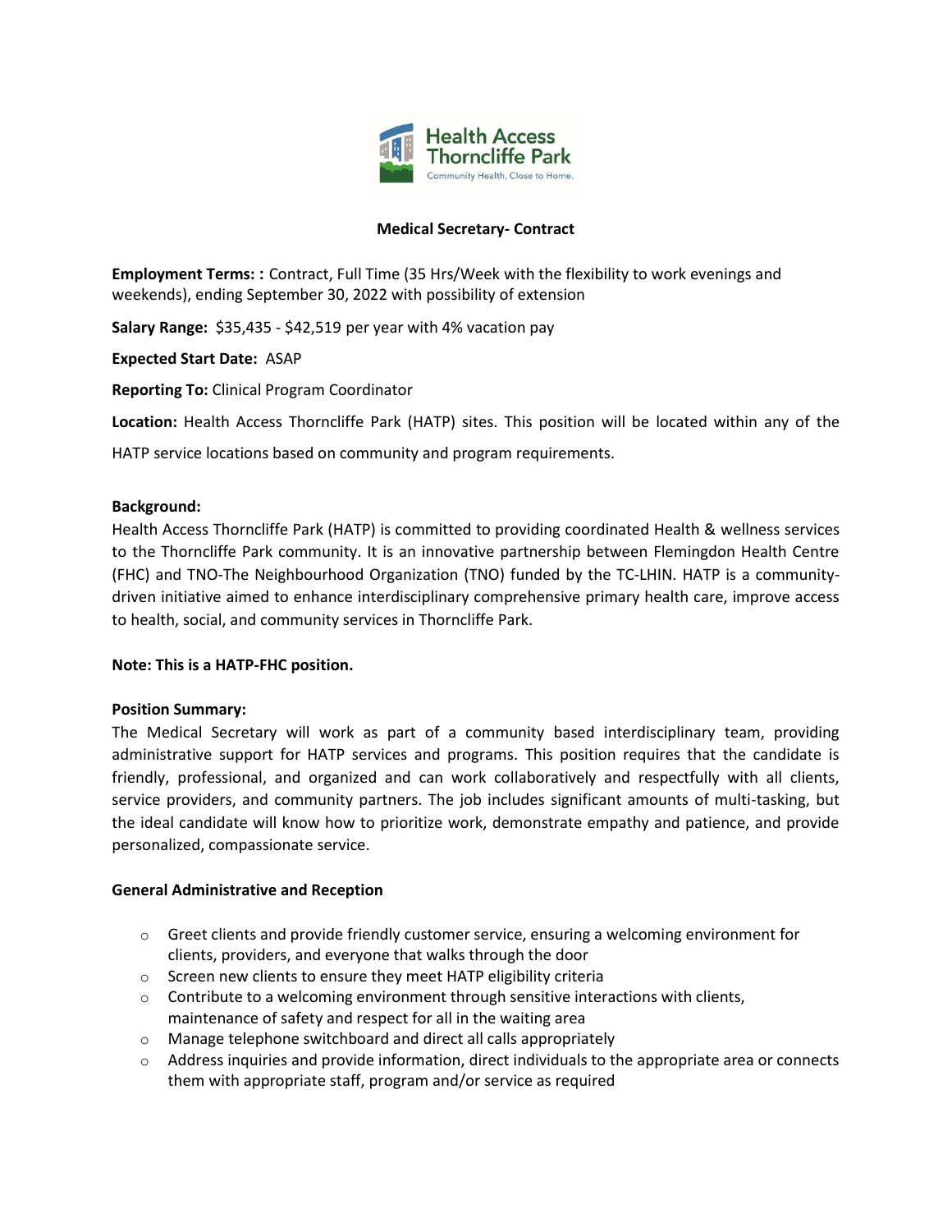# Medical Secretary- Contract

**Employment Terms: :** Contract, Full Time (35 Hrs/Week with the flexibility to work evenings and weekends), ending September 30, 2022 with possibility of extension

**Salary Range:** $35,435 - $42,519 per year with 4% vacation pay

**Expected Start Date:** ASAP

**Reporting To:** Clinical Program Coordinator

**Location:** Health Access Thorncliffe Park (HATP) sites. This position will be located within any of the HATP service locations based on community and program requirements.

**Background:**
Health Access Thorncliffe Park (HATP) is committed to providing coordinated Health & wellness services to the Thorncliffe Park community. It is an innovative partnership between Flemingdon Health Centre (FHC) and TNO-The Neighbourhood Organization (TNO) funded by the TC-LHIN. HATP is a community-driven initiative aimed to enhance interdisciplinary comprehensive primary health care, improve access to health, social, and community services in Thorncliffe Park.

**Note: This is a HATP-FHC position.**

**Position Summary:**
The Medical Secretary will work as part of a community based interdisciplinary team, providing administrative support for HATP services and programs. This position requires that the candidate is friendly, professional, and organized and can work collaboratively and respectfully with all clients, service providers, and community partners. The job includes significant amounts of multi-tasking, but the ideal candidate will know how to prioritize work, demonstrate empathy and patience, and provide personalized, compassionate service.

**General Administrative and Reception**

- Greet clients and provide friendly customer service, ensuring a welcoming environment for clients, providers, and everyone that walks through the door
- Screen new clients to ensure they meet HATP eligibility criteria
- Contribute to a welcoming environment through sensitive interactions with clients, maintenance of safety and respect for all in the waiting area
- Manage telephone switchboard and direct all calls appropriately
- Address inquiries and provide information, direct individuals to the appropriate area or connects them with appropriate staff, program and/or service as required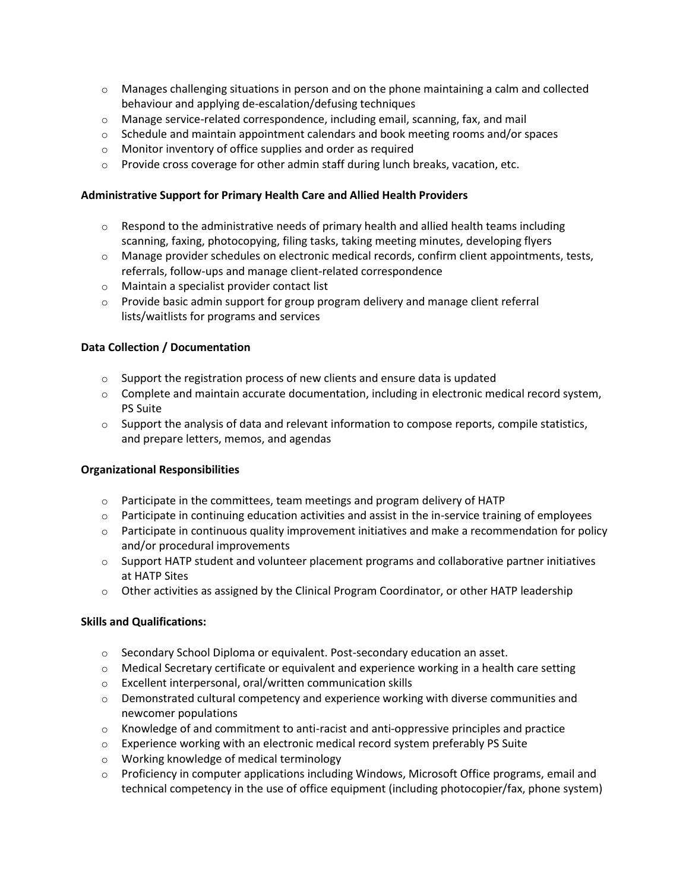- Manages challenging situations in person and on the phone maintaining a calm and collected behaviour and applying de-escalation/defusing techniques
- Manage service-related correspondence, including email, scanning, fax, and mail
- Schedule and maintain appointment calendars and book meeting rooms and/or spaces
- Monitor inventory of office supplies and order as required
- Provide cross coverage for other admin staff during lunch breaks, vacation, etc.

**Administrative Support for Primary Health Care and Allied Health Providers**

- Respond to the administrative needs of primary health and allied health teams including scanning, faxing, photocopying, filing tasks, taking meeting minutes, developing flyers
- Manage provider schedules on electronic medical records, confirm client appointments, tests, referrals, follow-ups and manage client-related correspondence
- Maintain a specialist provider contact list
- Provide basic admin support for group program delivery and manage client referral lists/waitlists for programs and services

**Data Collection / Documentation**

- Support the registration process of new clients and ensure data is updated
- Complete and maintain accurate documentation, including in electronic medical record system, PS Suite
- Support the analysis of data and relevant information to compose reports, compile statistics, and prepare letters, memos, and agendas

**Organizational Responsibilities**

- Participate in the committees, team meetings and program delivery of HATP
- Participate in continuing education activities and assist in the in-service training of employees
- Participate in continuous quality improvement initiatives and make a recommendation for policy and/or procedural improvements
- Support HATP student and volunteer placement programs and collaborative partner initiatives at HATP Sites
- Other activities as assigned by the Clinical Program Coordinator, or other HATP leadership

**Skills and Qualifications:**

- Secondary School Diploma or equivalent. Post-secondary education an asset.
- Medical Secretary certificate or equivalent and experience working in a health care setting
- Excellent interpersonal, oral/written communication skills
- Demonstrated cultural competency and experience working with diverse communities and newcomer populations
- Knowledge of and commitment to anti-racist and anti-oppressive principles and practice
- Experience working with an electronic medical record system preferably PS Suite
- Working knowledge of medical terminology
- Proficiency in computer applications including Windows, Microsoft Office programs, email and technical competency in the use of office equipment (including photocopier/fax, phone system)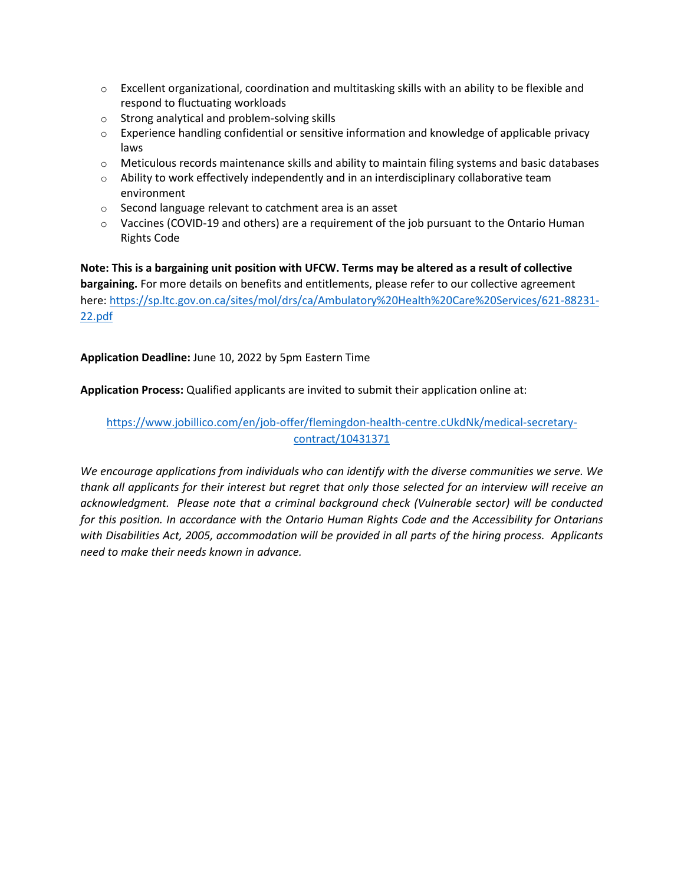- Excellent organizational, coordination and multitasking skills with an ability to be flexible and respond to fluctuating workloads
- Strong analytical and problem-solving skills
- Experience handling confidential or sensitive information and knowledge of applicable privacy laws
- Meticulous records maintenance skills and ability to maintain filing systems and basic databases
- Ability to work effectively independently and in an interdisciplinary collaborative team environment
- Second language relevant to catchment area is an asset
- Vaccines (COVID-19 and others) are a requirement of the job pursuant to the Ontario Human Rights Code

**Note: This is a bargaining unit position with UFCW. Terms may be altered as a result of collective bargaining.** For more details on benefits and entitlements, please refer to our collective agreement here: [https://sp.ltc.gov.on.ca/sites/mol/drs/ca/Ambulatory%20Health%20Care%20Services/621-88231-22.pdf](https://sp.ltc.gov.on.ca/sites/mol/drs/ca/Ambulatory%20Health%20Care%20Services/621-88231-22.pdf)

**Application Deadline:** June 10, 2022 by 5pm Eastern Time

**Application Process:** Qualified applicants are invited to submit their application online at:

[https://www.jobillico.com/en/job-offer/flemingdon-health-centre.cUkdNk/medical-secretary-contract/10431371](https://www.jobillico.com/en/job-offer/flemingdon-health-centre.cUkdNk/medical-secretary-contract/10431371)

*We encourage applications from individuals who can identify with the diverse communities we serve. We thank all applicants for their interest but regret that only those selected for an interview will receive an acknowledgment. Please note that a criminal background check (Vulnerable sector) will be conducted for this position. In accordance with the Ontario Human Rights Code and the Accessibility for Ontarians with Disabilities Act, 2005, accommodation will be provided in all parts of the hiring process. Applicants need to make their needs known in advance.*